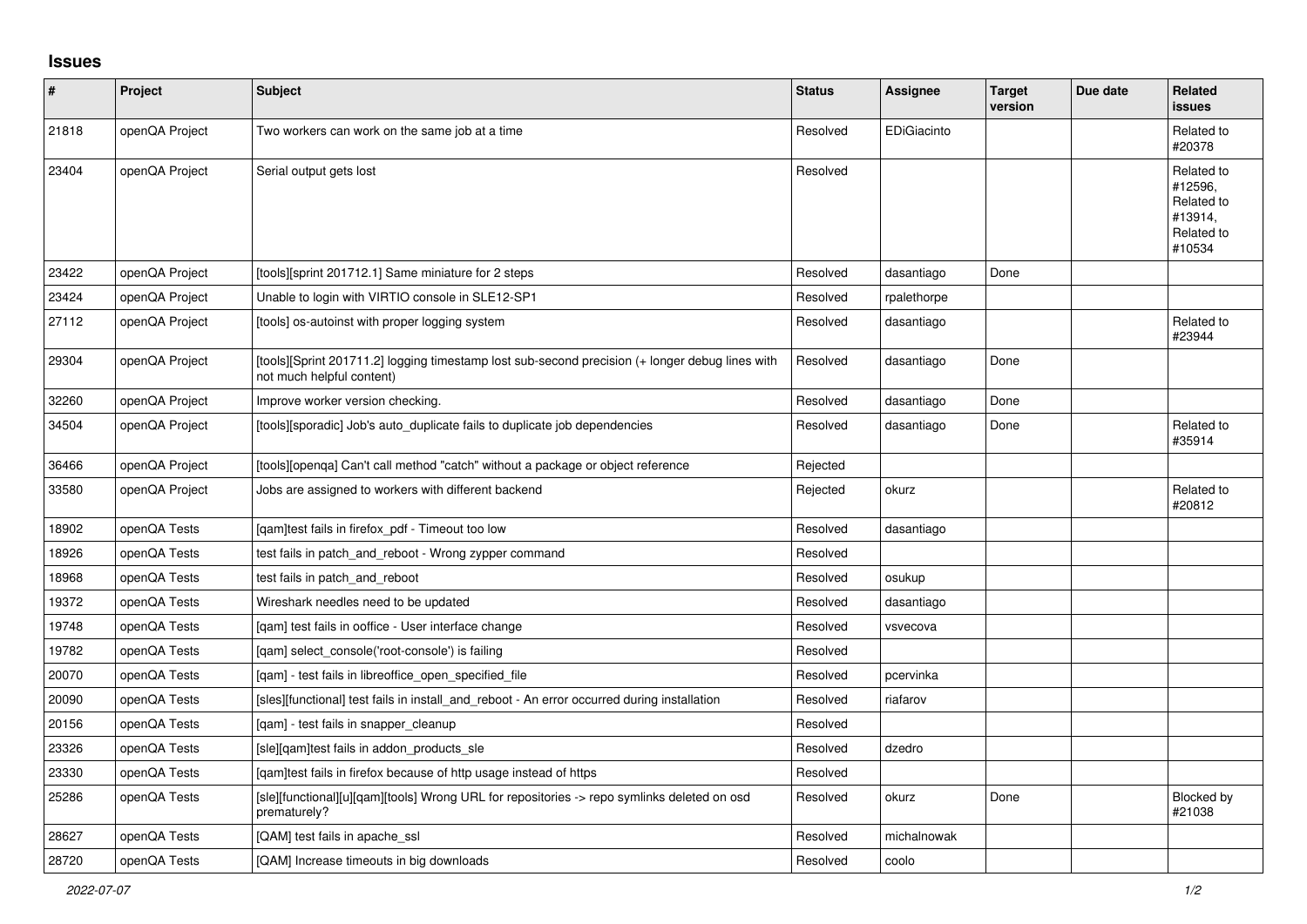## Issues

| # | Project | Subject | Status | Assignee | Target version | Due date | Related issues |
|---|---|---|---|---|---|---|---|
| 21818 | openQA Project | Two workers can work on the same job at a time | Resolved | EDiGiacinto | | | Related to #20378 |
| 23404 | openQA Project | Serial output gets lost | Resolved | | | | Related to #12596, Related to #13914, Related to #10534 |
| 23422 | openQA Project | [tools][sprint 201712.1] Same miniature for 2 steps | Resolved | dasantiago | Done | | |
| 23424 | openQA Project | Unable to login with VIRTIO console in SLE12-SP1 | Resolved | rpalethorpe | | | |
| 27112 | openQA Project | [tools] os-autoinst with proper logging system | Resolved | dasantiago | | | Related to #23944 |
| 29304 | openQA Project | [tools][Sprint 201711.2] logging timestamp lost sub-second precision (+ longer debug lines with not much helpful content) | Resolved | dasantiago | Done | | |
| 32260 | openQA Project | Improve worker version checking. | Resolved | dasantiago | Done | | |
| 34504 | openQA Project | [tools][sporadic] Job's auto_duplicate fails to duplicate job dependencies | Resolved | dasantiago | Done | | Related to #35914 |
| 36466 | openQA Project | [tools][openqa] Can't call method "catch" without a package or object reference | Rejected | | | | |
| 33580 | openQA Project | Jobs are assigned to workers with different backend | Rejected | okurz | | | Related to #20812 |
| 18902 | openQA Tests | [qam]test fails in firefox_pdf - Timeout too low | Resolved | dasantiago | | | |
| 18926 | openQA Tests | test fails in patch_and_reboot - Wrong zypper command | Resolved | | | | |
| 18968 | openQA Tests | test fails in patch_and_reboot | Resolved | osukup | | | |
| 19372 | openQA Tests | Wireshark needles need to be updated | Resolved | dasantiago | | | |
| 19748 | openQA Tests | [qam] test fails in ooffice - User interface change | Resolved | vsvecova | | | |
| 19782 | openQA Tests | [qam] select_console('root-console') is failing | Resolved | | | | |
| 20070 | openQA Tests | [qam] - test fails in libreoffice_open_specified_file | Resolved | pcervinka | | | |
| 20090 | openQA Tests | [sles][functional] test fails in install_and_reboot - An error occurred during installation | Resolved | riafarov | | | |
| 20156 | openQA Tests | [qam] - test fails in snapper_cleanup | Resolved | | | | |
| 23326 | openQA Tests | [sle][qam]test fails in addon_products_sle | Resolved | dzedro | | | |
| 23330 | openQA Tests | [qam]test fails in firefox because of http usage instead of https | Resolved | | | | |
| 25286 | openQA Tests | [sle][functional][u][qam][tools] Wrong URL for repositories -> repo symlinks deleted on osd prematurely? | Resolved | okurz | Done | | Blocked by #21038 |
| 28627 | openQA Tests | [QAM] test fails in apache_ssl | Resolved | michalnowak | | | |
| 28720 | openQA Tests | [QAM] Increase timeouts in big downloads | Resolved | coolo | | | |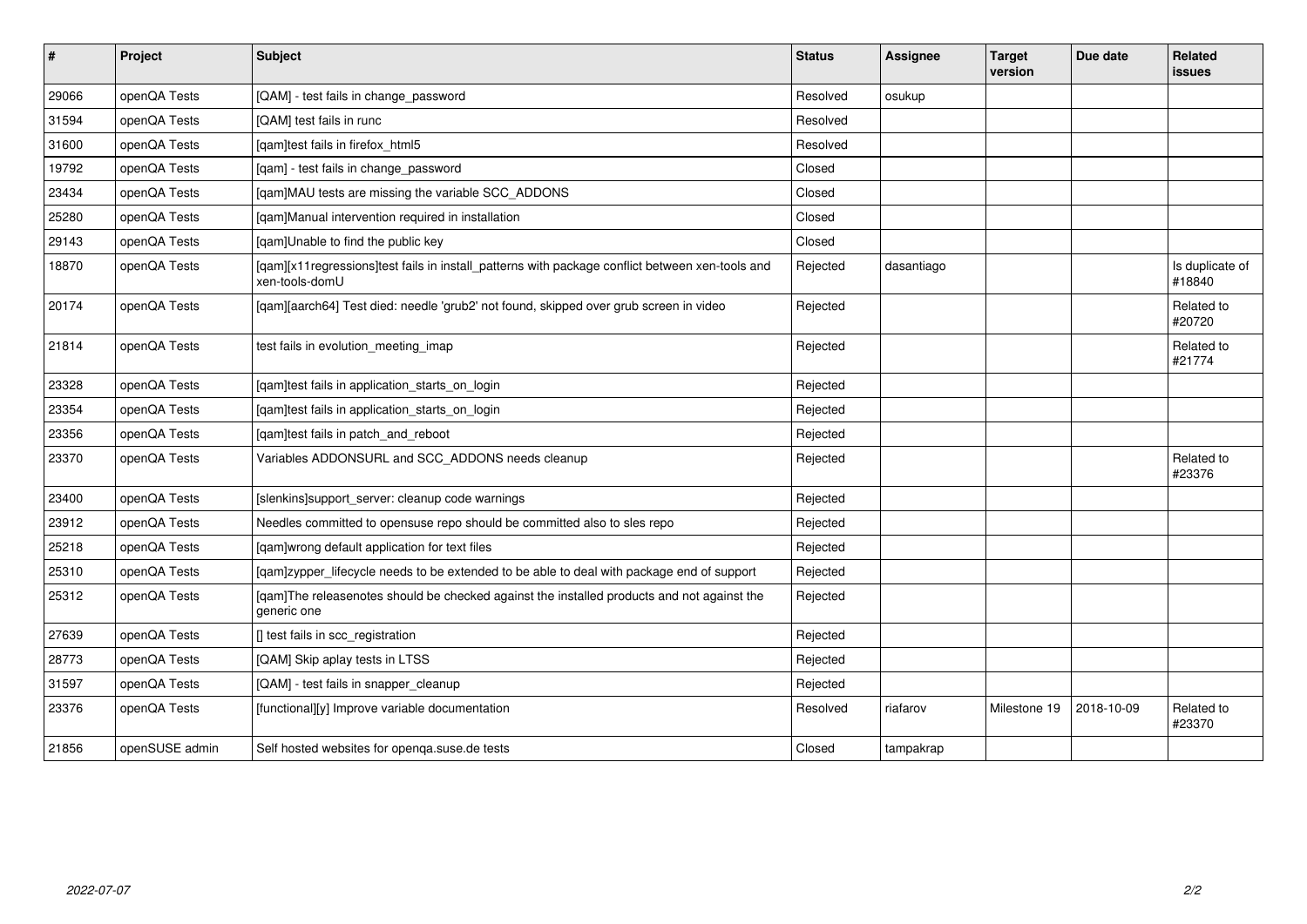| # | Project | Subject | Status | Assignee | Target version | Due date | Related issues |
|---|---|---|---|---|---|---|---|
| 29066 | openQA Tests | [QAM] - test fails in change_password | Resolved | osukup | | | |
| 31594 | openQA Tests | [QAM] test fails in runc | Resolved | | | | |
| 31600 | openQA Tests | [qam]test fails in firefox_html5 | Resolved | | | | |
| 19792 | openQA Tests | [qam] - test fails in change_password | Closed | | | | |
| 23434 | openQA Tests | [qam]MAU tests are missing the variable SCC_ADDONS | Closed | | | | |
| 25280 | openQA Tests | [qam]Manual intervention required in installation | Closed | | | | |
| 29143 | openQA Tests | [qam]Unable to find the public key | Closed | | | | |
| 18870 | openQA Tests | [qam][x11regressions]test fails in install_patterns with package conflict between xen-tools and xen-tools-domU | Rejected | dasantiago | | | Is duplicate of #18840 |
| 20174 | openQA Tests | [qam][aarch64] Test died: needle 'grub2' not found, skipped over grub screen in video | Rejected | | | | Related to #20720 |
| 21814 | openQA Tests | test fails in evolution_meeting_imap | Rejected | | | | Related to #21774 |
| 23328 | openQA Tests | [qam]test fails in application_starts_on_login | Rejected | | | | |
| 23354 | openQA Tests | [qam]test fails in application_starts_on_login | Rejected | | | | |
| 23356 | openQA Tests | [qam]test fails in patch_and_reboot | Rejected | | | | |
| 23370 | openQA Tests | Variables ADDONSURL and SCC_ADDONS needs cleanup | Rejected | | | | Related to #23376 |
| 23400 | openQA Tests | [slenkins]support_server: cleanup code warnings | Rejected | | | | |
| 23912 | openQA Tests | Needles committed to opensuse repo should be committed also to sles repo | Rejected | | | | |
| 25218 | openQA Tests | [qam]wrong default application for text files | Rejected | | | | |
| 25310 | openQA Tests | [qam]zypper_lifecycle needs to be extended to be able to deal with package end of support | Rejected | | | | |
| 25312 | openQA Tests | [qam]The releasenotes should be checked against the installed products and not against the generic one | Rejected | | | | |
| 27639 | openQA Tests | [] test fails in scc_registration | Rejected | | | | |
| 28773 | openQA Tests | [QAM] Skip aplay tests in LTSS | Rejected | | | | |
| 31597 | openQA Tests | [QAM] - test fails in snapper_cleanup | Rejected | | | | |
| 23376 | openQA Tests | [functional][y] Improve variable documentation | Resolved | riafarov | Milestone 19 | 2018-10-09 | Related to #23370 |
| 21856 | openSUSE admin | Self hosted websites for openqa.suse.de tests | Closed | tampakrap | | | |